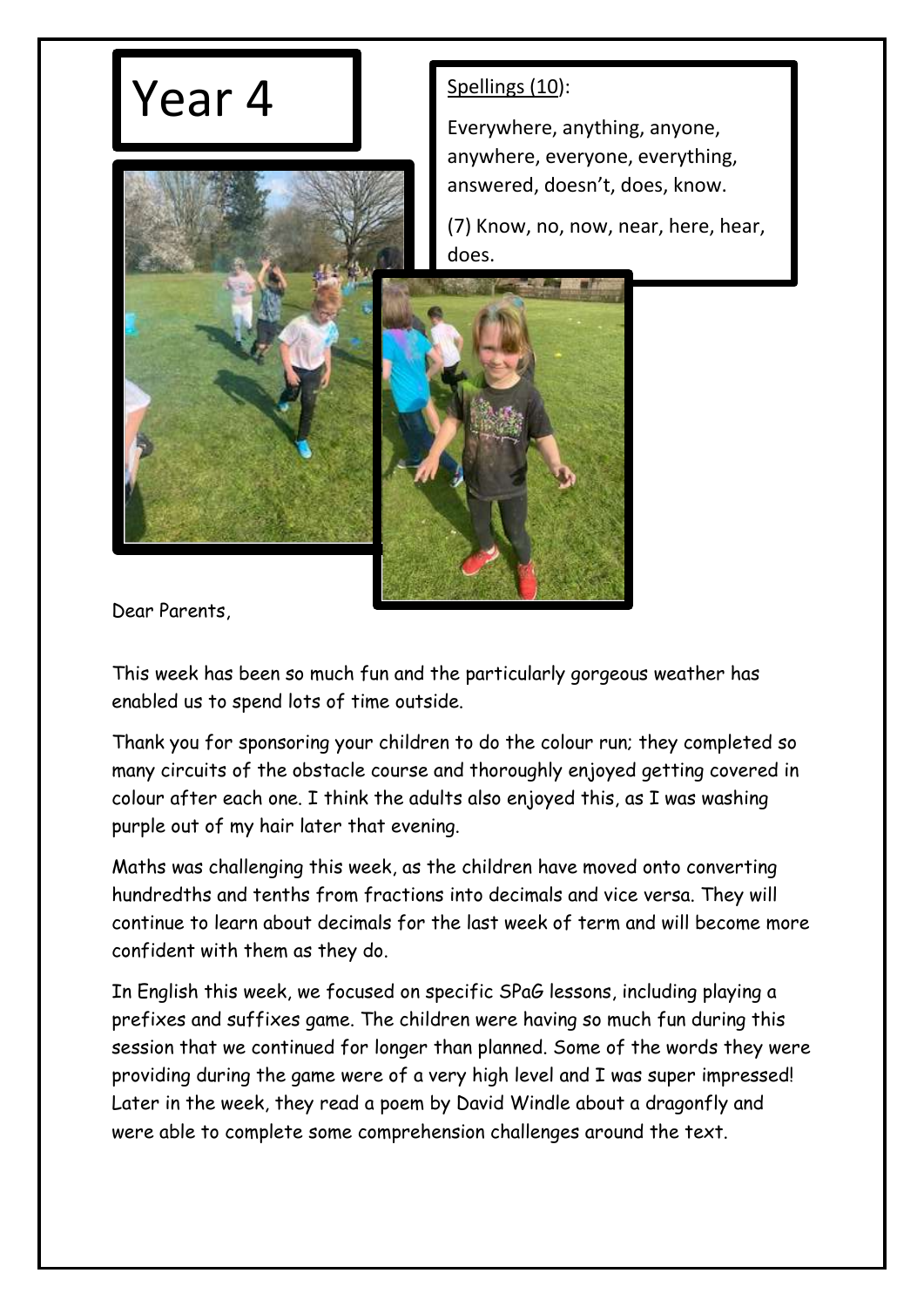# Year 4

<u>Spellings (10)</u>:

Everywhere, anything, anyone, anywhere, everyone, everything, answered, doesn't, does, know.

(7) Know, no, now, near, here, hear, does.

Dear Parents,

This week has been so much fun and the particularly gorgeous weather has enabled us to spend lots of time outside.

Thank you for sponsoring your children to do the colour run; they completed so many circuits of the obstacle course and thoroughly enjoyed getting covered in colour after each one. I think the adults also enjoyed this, as I was washing purple out of my hair later that evening.

Maths was challenging this week, as the children have moved onto converting hundredths and tenths from fractions into decimals and vice versa. They will continue to learn about decimals for the last week of term and will become more confident with them as they do.

In English this week, we focused on specific SPaG lessons, including playing a prefixes and suffixes game. The children were having so much fun during this session that we continued for longer than planned. Some of the words they were providing during the game were of a very high level and I was super impressed! Later in the week, they read a poem by David Windle about a dragonfly and were able to complete some comprehension challenges around the text.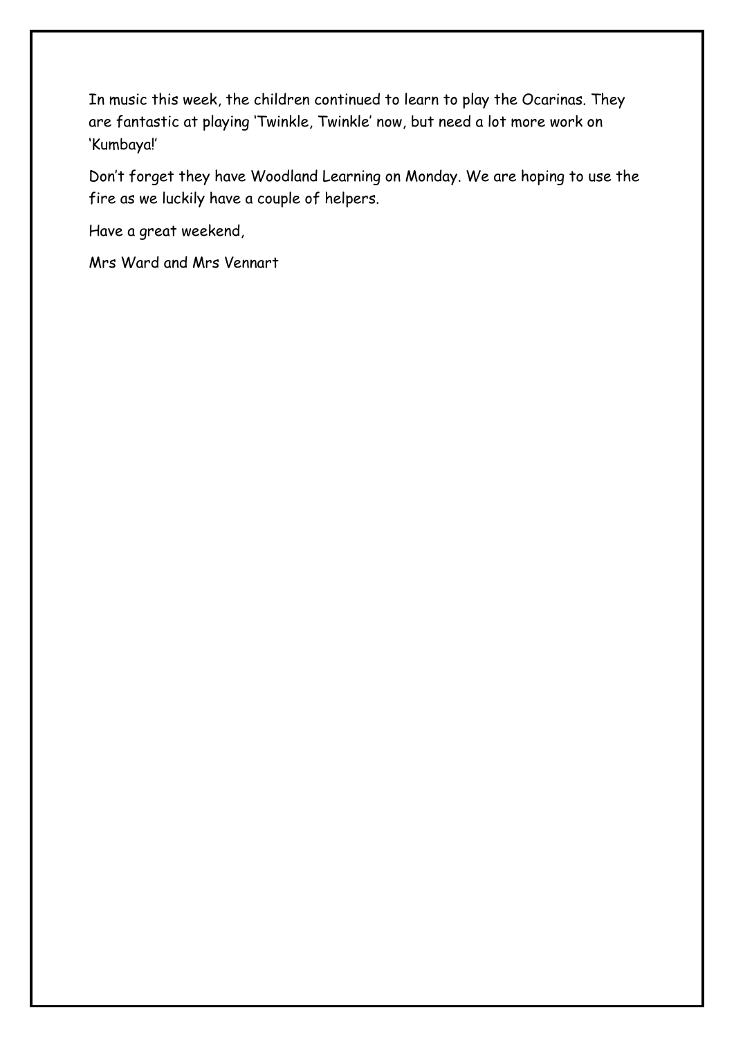In music this week, the children continued to learn to play the Ocarinas. They are fantastic at playing 'Twinkle, Twinkle' now, but need a lot more work on 'Kumbaya!'

Don't forget they have Woodland Learning on Monday. We are hoping to use the fire as we luckily have a couple of helpers.

Have a great weekend,

Mrs Ward and Mrs Vennart